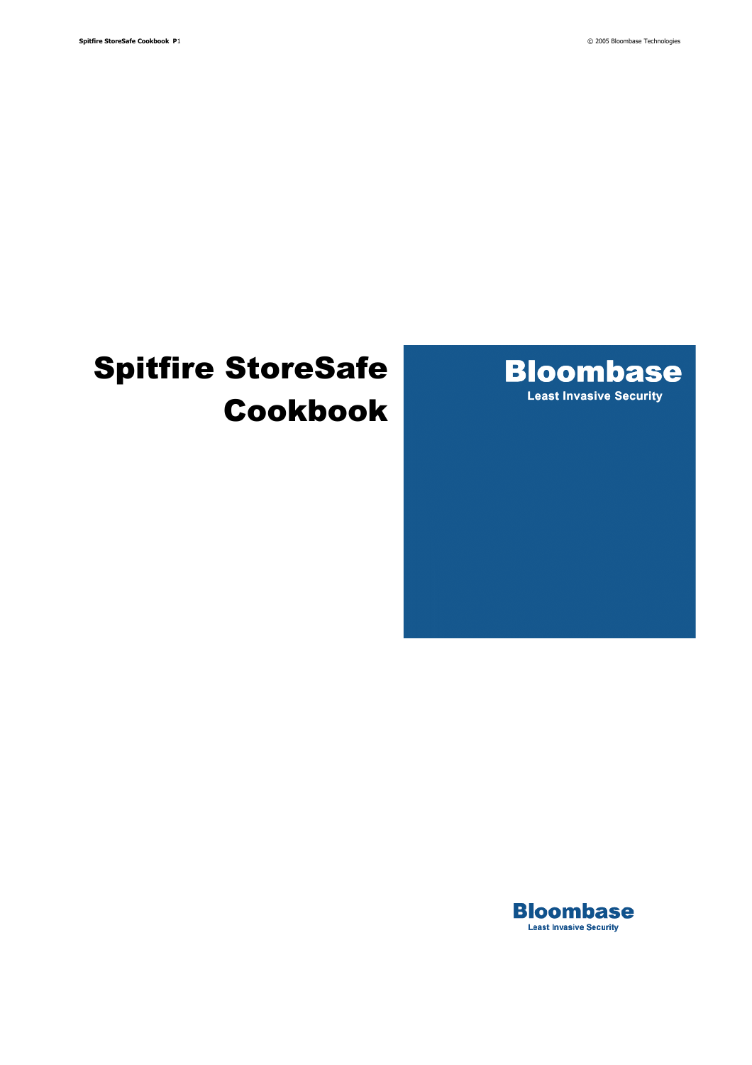# Spitfire StoreSafe Cookbook

Bloombase

Least Invasive Security

Bloombase

Least Invasive Security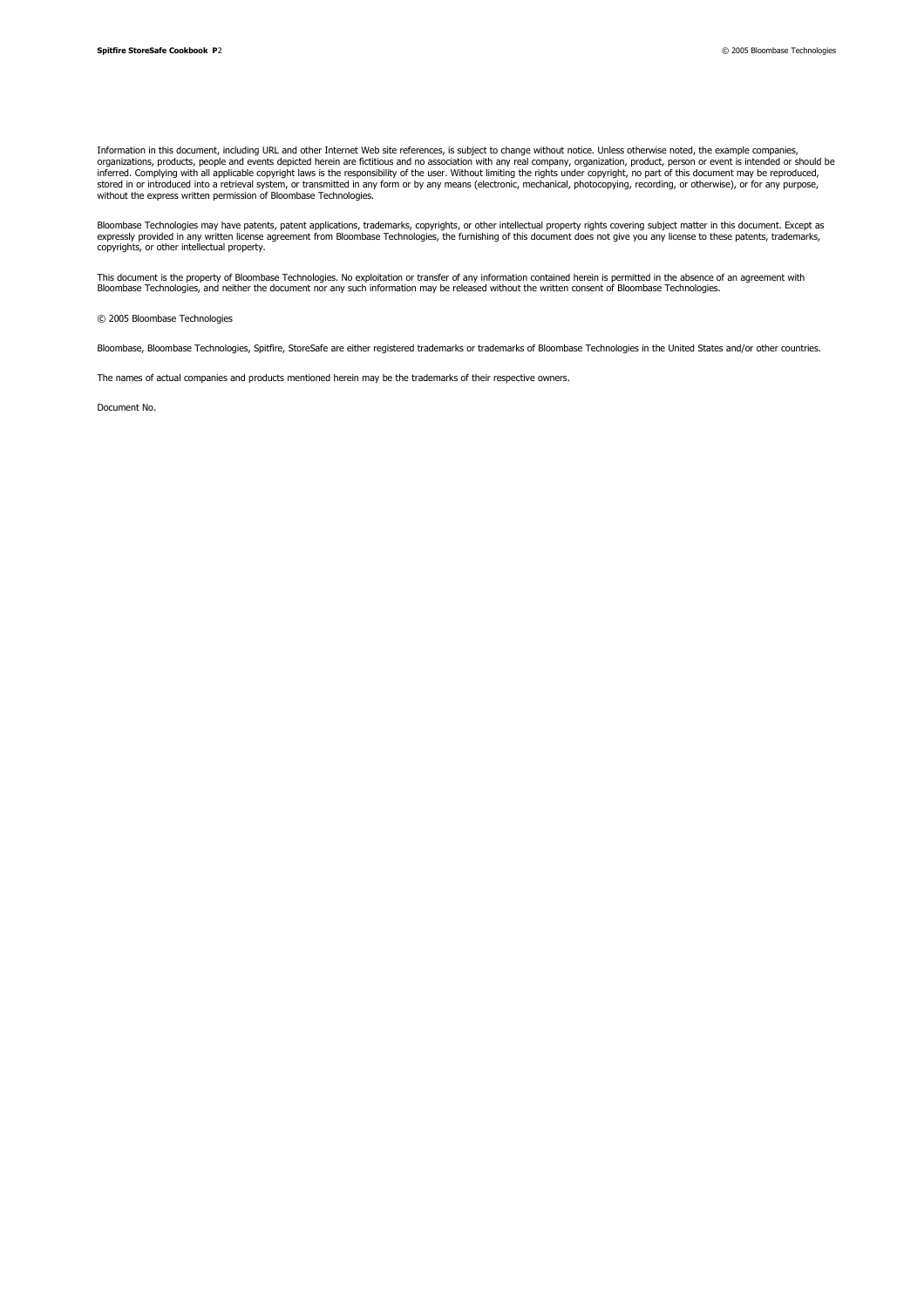Information in this document, including URL and other Internet Web site references, is subject to change without notice. Unless otherwise noted, the example companies, organizations, products, people and events depicted herein are fictitious and no association with any real company, organization, product, person or event is intended or should be inferred. Complying with all applicable copyright laws is the responsibility of the user. Without limiting the rights under copyright, no part of this document may be reproduced, stored in or introduced into a retrieval system, or transmitted in any form or by any means (electronic, mechanical, photocopying, recording, or otherwise), or for any purpose, without the express written permission of Bloombase Technologies.

Bloombase Technologies may have patents, patent applications, trademarks, copyrights, or other intellectual property rights covering subject matter in this document. Except as expressly provided in any written license agreement from Bloombase Technologies, the furnishing of this document does not give you any license to these patents, trademarks, copyrights, or other intellectual property.

This document is the property of Bloombase Technologies. No exploitation or transfer of any information contained herein is permitted in the absence of an agreement with Bloombase Technologies, and neither the document nor any such information may be released without the written consent of Bloombase Technologies.

© 2005 Bloombase Technologies

Bloombase, Bloombase Technologies, Spitfire, StoreSafe are either registered trademarks or trademarks of Bloombase Technologies in the United States and/or other countries.

The names of actual companies and products mentioned herein may be the trademarks of their respective owners.

Document No.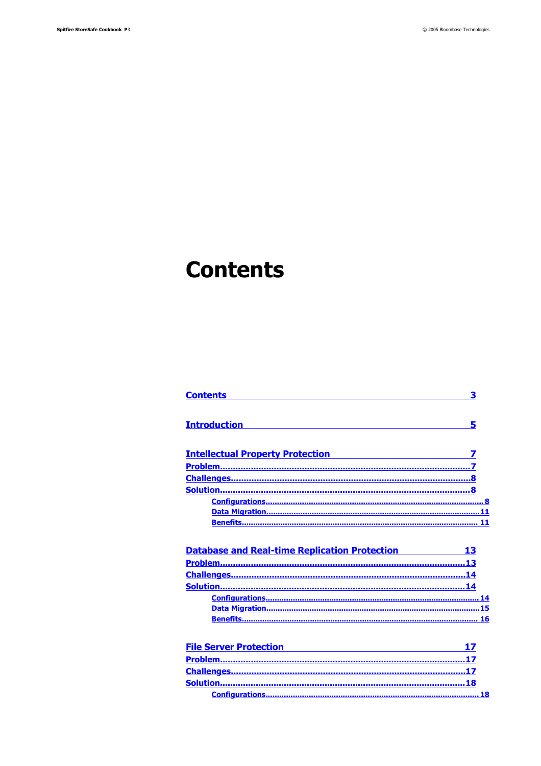# Contents

Contents 3

Introduction 5

Intellectual Property Protection 7

Problem.......................................................................................7

Challenges....................................................................................8

Solution.......................................................................................8

Configurations.......................................................................................8

Data Migration.......................................................................................11

Benefits.......................................................................................11

Database and Real-time Replication Protection 13

Problem.......................................................................................13

Challenges....................................................................................14

Solution.......................................................................................14

Configurations.......................................................................................14

Data Migration.......................................................................................15

Benefits.......................................................................................16

File Server Protection 17

Problem.......................................................................................17

Challenges....................................................................................17

Solution.......................................................................................18

Configurations.......................................................................................18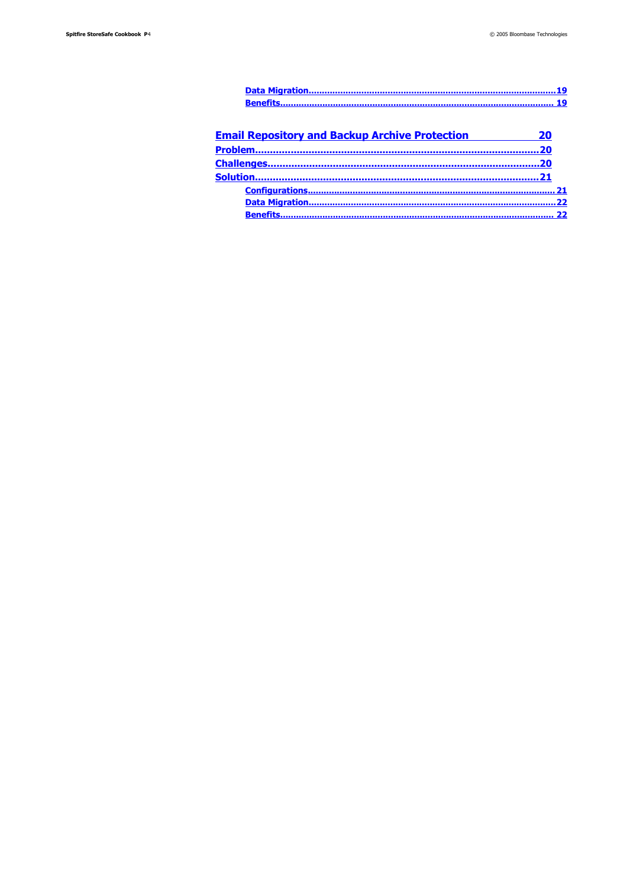Data Migration....................................................................................19
Benefits.............................................................................................. 19

Email Repository and Backup Archive Protection 20

Problem..................................................................................................20
Challenges..............................................................................................20
Solution...................................................................................................21

Configurations...................................................................................21
Data Migration....................................................................................22
Benefits.............................................................................................. 22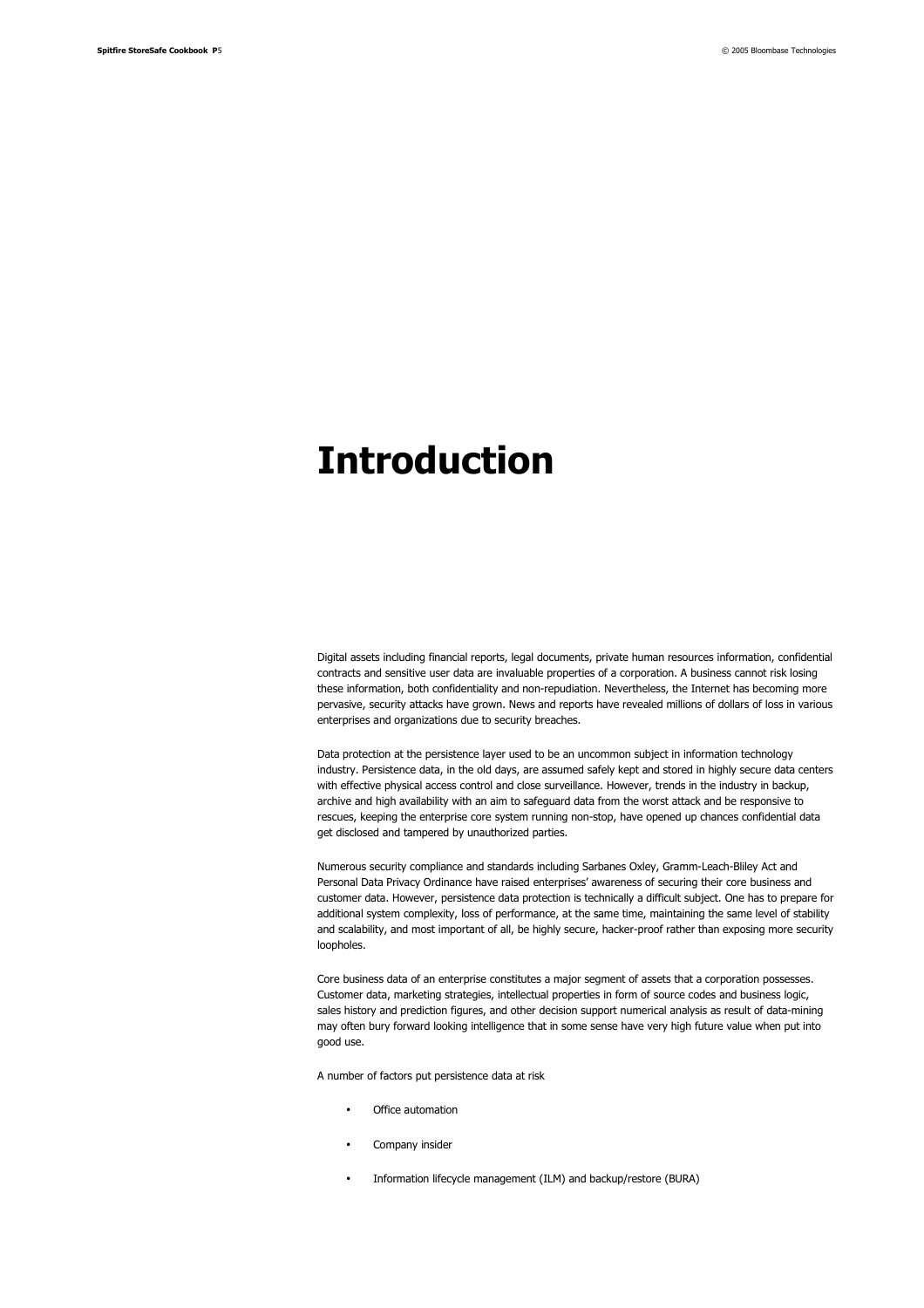# Introduction

Digital assets including financial reports, legal documents, private human resources information, confidential contracts and sensitive user data are invaluable properties of a corporation. A business cannot risk losing these information, both confidentiality and non-repudiation. Nevertheless, the Internet has becoming more pervasive, security attacks have grown. News and reports have revealed millions of dollars of loss in various enterprises and organizations due to security breaches.

Data protection at the persistence layer used to be an uncommon subject in information technology industry. Persistence data, in the old days, are assumed safely kept and stored in highly secure data centers with effective physical access control and close surveillance. However, trends in the industry in backup, archive and high availability with an aim to safeguard data from the worst attack and be responsive to rescues, keeping the enterprise core system running non-stop, have opened up chances confidential data get disclosed and tampered by unauthorized parties.

Numerous security compliance and standards including Sarbanes Oxley, Gramm-Leach-Bliley Act and Personal Data Privacy Ordinance have raised enterprises' awareness of securing their core business and customer data. However, persistence data protection is technically a difficult subject. One has to prepare for additional system complexity, loss of performance, at the same time, maintaining the same level of stability and scalability, and most important of all, be highly secure, hacker-proof rather than exposing more security loopholes.

Core business data of an enterprise constitutes a major segment of assets that a corporation possesses. Customer data, marketing strategies, intellectual properties in form of source codes and business logic, sales history and prediction figures, and other decision support numerical analysis as result of data-mining may often bury forward looking intelligence that in some sense have very high future value when put into good use.

A number of factors put persistence data at risk

- Office automation
- Company insider
- Information lifecycle management (ILM) and backup/restore (BURA)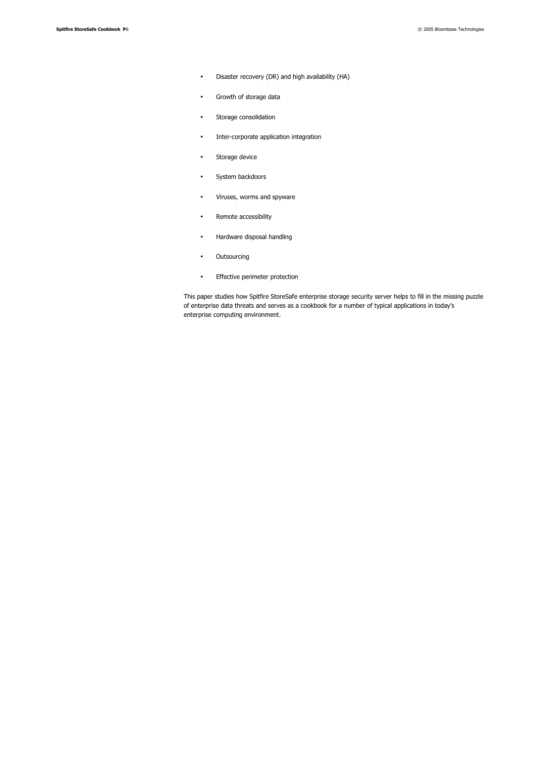- Disaster recovery (DR) and high availability (HA)
- Growth of storage data
- Storage consolidation
- Inter-corporate application integration
- Storage device
- System backdoors
- Viruses, worms and spyware
- Remote accessibility
- Hardware disposal handling
- Outsourcing
- Effective perimeter protection

This paper studies how Spitfire StoreSafe enterprise storage security server helps to fill in the missing puzzle of enterprise data threats and serves as a cookbook for a number of typical applications in today's enterprise computing environment.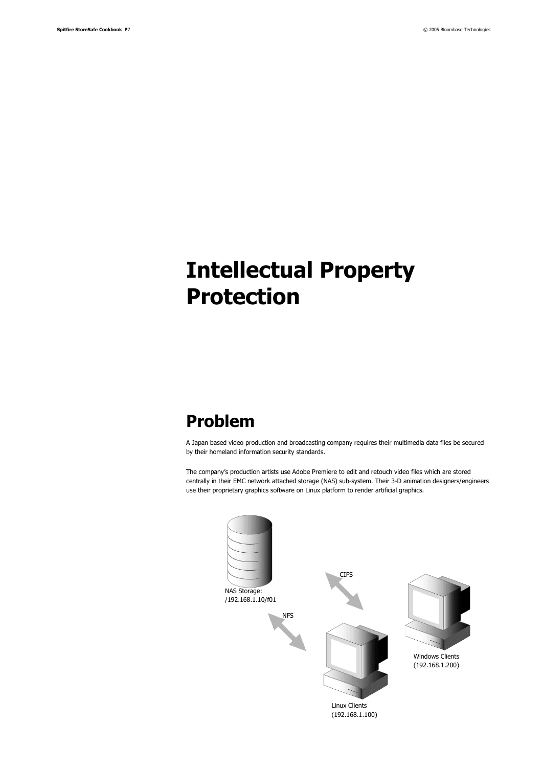# Intellectual Property Protection

## Problem

A Japan based video production and broadcasting company requires their multimedia data files be secured by their homeland information security standards.

The company's production artists use Adobe Premiere to edit and retouch video files which are stored centrally in their EMC network attached storage (NAS) sub-system. Their 3-D animation designers/engineers use their proprietary graphics software on Linux platform to render artificial graphics.

NAS Storage:
/192.168.1.10/f01

CIFS

NFS

Windows Clients
(192.168.1.200)

Linux Clients
(192.168.1.100)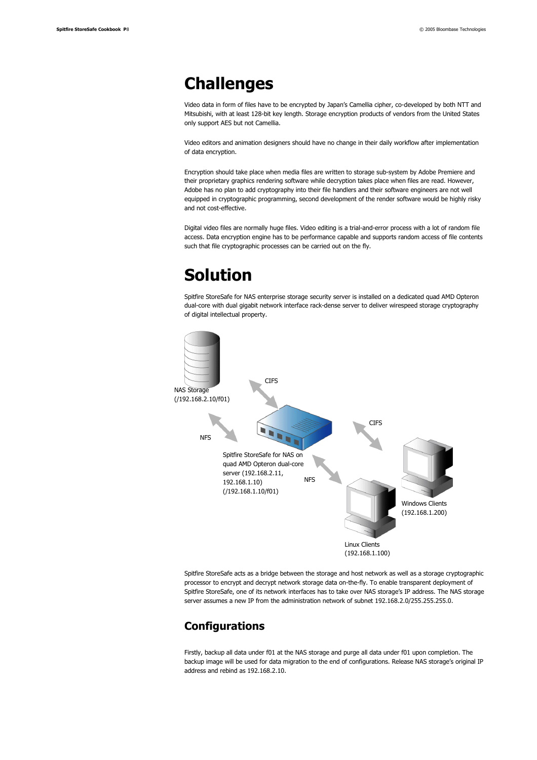# Challenges

Video data in form of files have to be encrypted by Japan's Camellia cipher, co-developed by both NTT and Mitsubishi, with at least 128-bit key length. Storage encryption products of vendors from the United States only support AES but not Camellia.

Video editors and animation designers should have no change in their daily workflow after implementation of data encryption.

Encryption should take place when media files are written to storage sub-system by Adobe Premiere and their proprietary graphics rendering software while decryption takes place when files are read. However, Adobe has no plan to add cryptography into their file handlers and their software engineers are not well equipped in cryptographic programming, second development of the render software would be highly risky and not cost-effective.

Digital video files are normally huge files. Video editing is a trial-and-error process with a lot of random file access. Data encryption engine has to be performance capable and supports random access of file contents such that file cryptographic processes can be carried out on the fly.

# Solution

Spitfire StoreSafe for NAS enterprise storage security server is installed on a dedicated quad AMD Opteron dual-core with dual gigabit network interface rack-dense server to deliver wirespeed storage cryptography of digital intellectual property.

CIFS

NAS Storage
(/192.168.2.10/f01)

CIFS

NFS

Spitfire StoreSafe for NAS on quad AMD Opteron dual-core server (192.168.2.11, 192.168.1.10)
(/192.168.1.10/f01)

NFS

Windows Clients
(192.168.1.200)

Linux Clients
(192.168.1.100)

Spitfire StoreSafe acts as a bridge between the storage and host network as well as a storage cryptographic processor to encrypt and decrypt network storage data on-the-fly. To enable transparent deployment of Spitfire StoreSafe, one of its network interfaces has to take over NAS storage's IP address. The NAS storage server assumes a new IP from the administration network of subnet 192.168.2.0/255.255.255.0.

## Configurations

Firstly, backup all data under f01 at the NAS storage and purge all data under f01 upon completion. The backup image will be used for data migration to the end of configurations. Release NAS storage's original IP address and rebind as 192.168.2.10.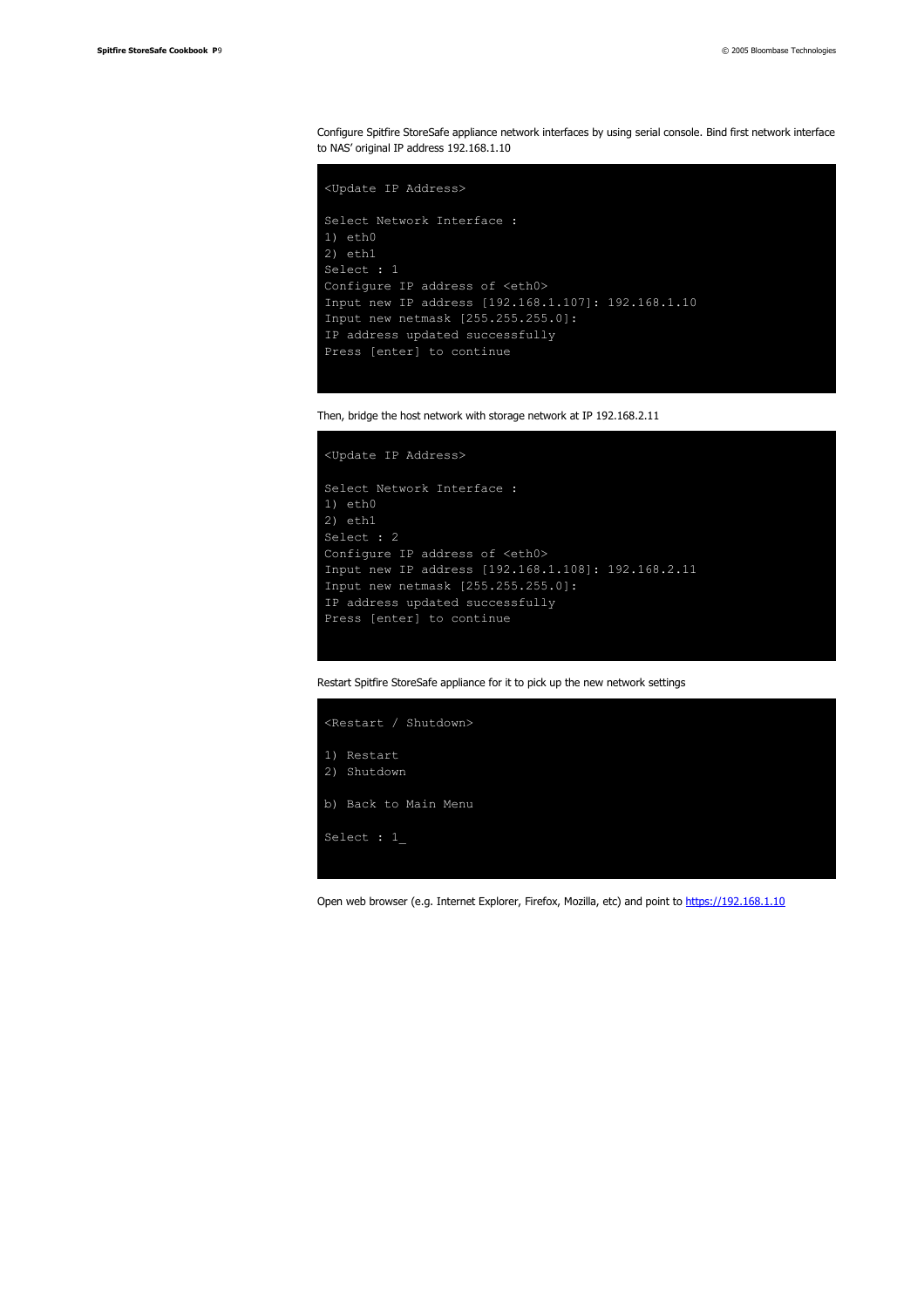Configure Spitfire StoreSafe appliance network interfaces by using serial console. Bind first network interface to NAS' original IP address 192.168.1.10

```
<Update IP Address>

Select Network Interface :
1) eth0
2) eth1
Select : 1
Configure IP address of <eth0>
Input new IP address [192.168.1.107]: 192.168.1.10
Input new netmask [255.255.255.0]:
IP address updated successfully
Press [enter] to continue
```

Then, bridge the host network with storage network at IP 192.168.2.11

```
<Update IP Address>

Select Network Interface :
1) eth0
2) eth1
Select : 2
Configure IP address of <eth0>
Input new IP address [192.168.1.108]: 192.168.2.11
Input new netmask [255.255.255.0]:
IP address updated successfully
Press [enter] to continue
```

Restart Spitfire StoreSafe appliance for it to pick up the new network settings

```
<Restart / Shutdown>

1) Restart
2) Shutdown

b) Back to Main Menu

Select : 1_
```

Open web browser (e.g. Internet Explorer, Firefox, Mozilla, etc) and point to [https://192.168.1.10](https://192.168.1.10)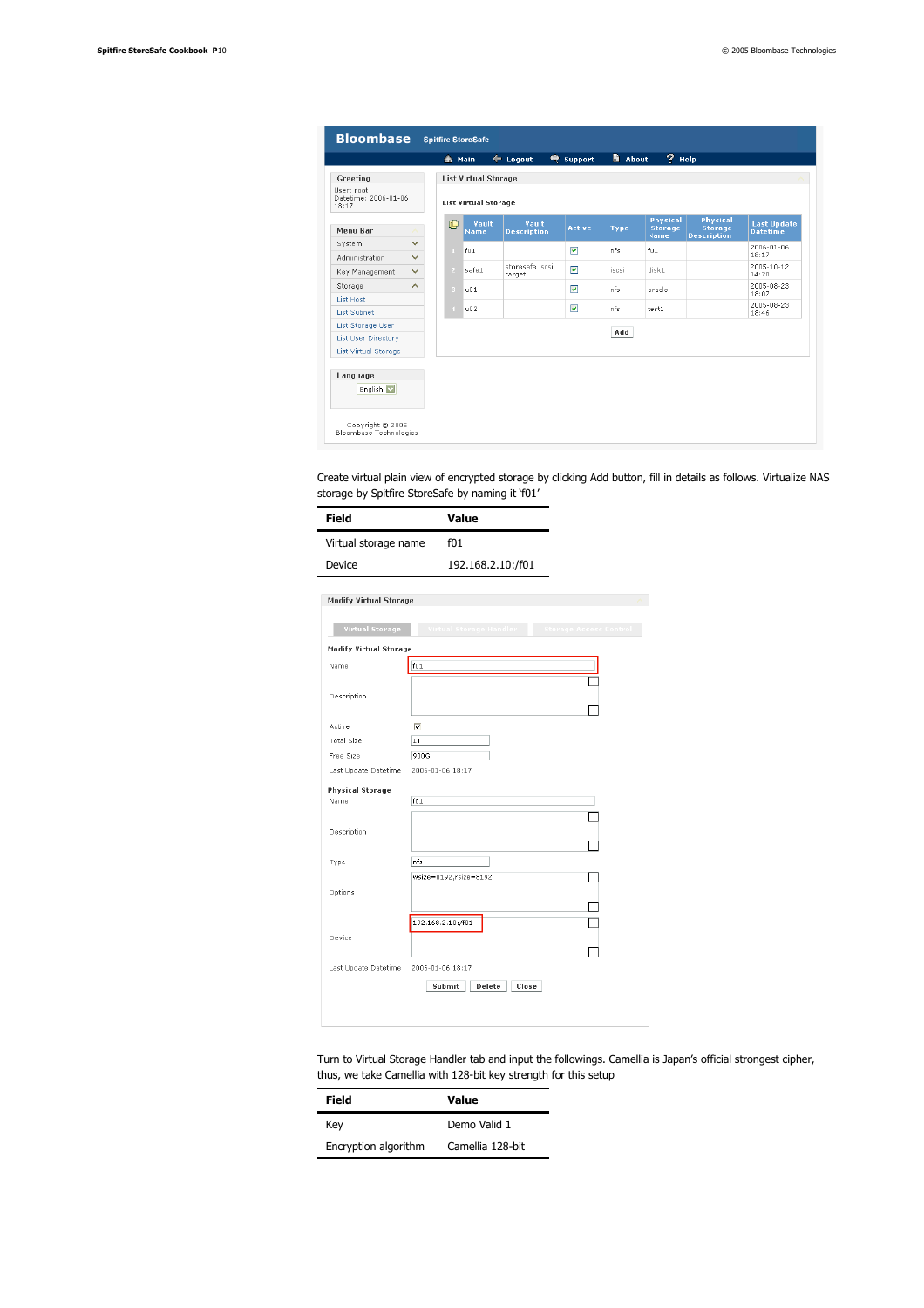Create virtual plain view of encrypted storage by clicking Add button, fill in details as follows. Virtualize NAS storage by Spitfire StoreSafe by naming it 'f01'

| Field | Value |
|---|---|
| Virtual storage name | f01 |
| Device | 192.168.2.10:/f01 |

Turn to Virtual Storage Handler tab and input the followings. Camellia is Japan's official strongest cipher, thus, we take Camellia with 128-bit key strength for this setup

| Field | Value |
|---|---|
| Key | Demo Valid 1 |
| Encryption algorithm | Camellia 128-bit |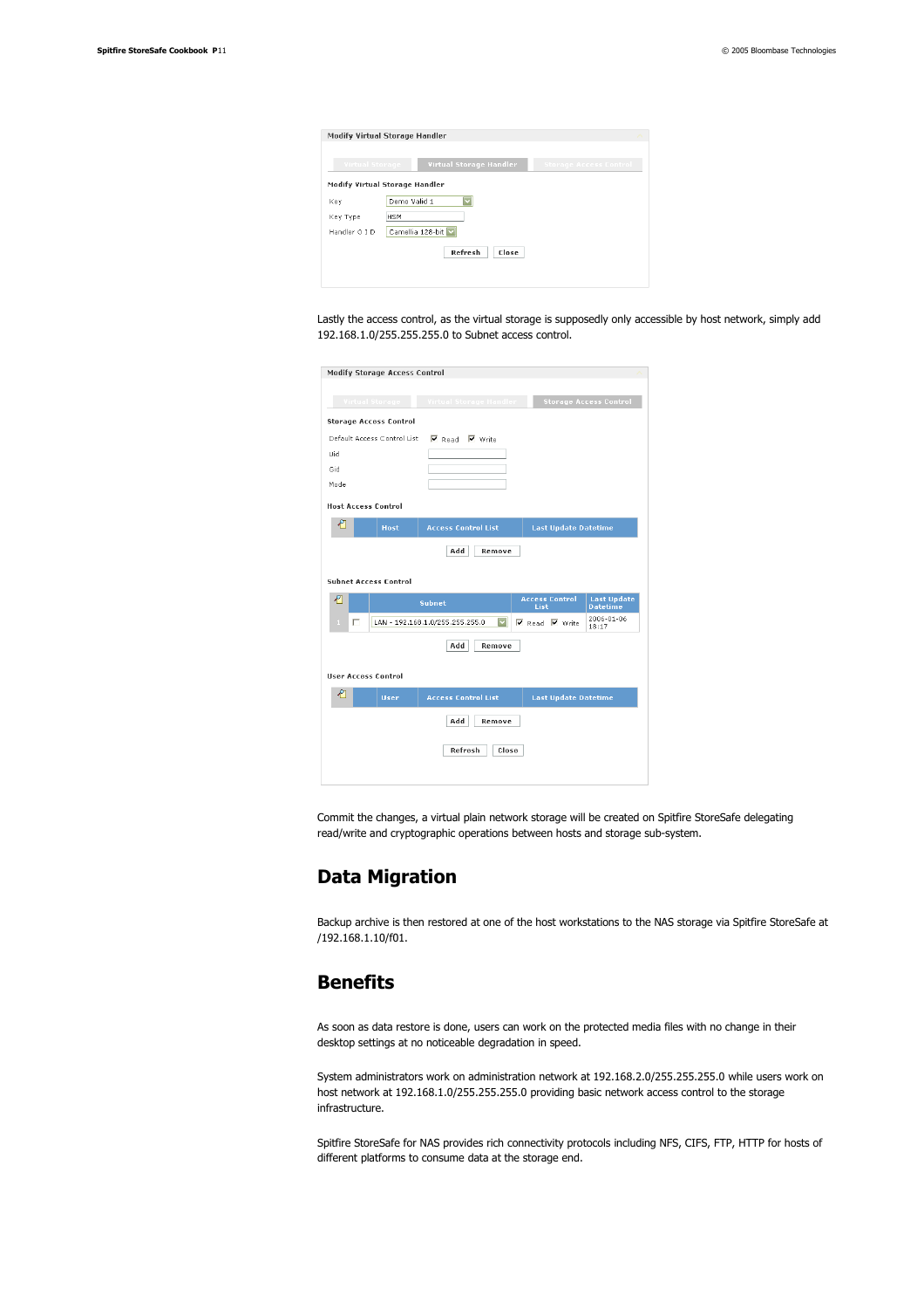Modify Virtual Storage Handler

Virtual Storage | Virtual Storage Handler | Storage Access Control

Modify Virtual Storage Handler

Key: Demo Valid 1

Key Type: HSM

Handler O I D: Camellia 128-bit

Refresh | Close

Lastly the access control, as the virtual storage is supposedly only accessible by host network, simply add 192.168.1.0/255.255.255.0 to Subnet access control.

Modify Storage Access Control

Virtual Storage | Virtual Storage Handler | Storage Access Control

Storage Access Control

Default Access Control List: Read, Write

Uid

Gid

Mode

Host Access Control

| | Host | Access Control List | Last Update Datetime |
|---|---|---|---|

Add | Remove

Subnet Access Control

| | | Subnet | Access Control List | Last Update Datetime |
|---|---|---|---|---|
| 1 | | LAN - 192.168.1.0/255.255.255.0 | Read, Write | 2006-01-06 18:17 |

Add | Remove

User Access Control

| | User | Access Control List | Last Update Datetime |
|---|---|---|---|

Add | Remove

Refresh | Close

Commit the changes, a virtual plain network storage will be created on Spitfire StoreSafe delegating read/write and cryptographic operations between hosts and storage sub-system.

## Data Migration

Backup archive is then restored at one of the host workstations to the NAS storage via Spitfire StoreSafe at /192.168.1.10/f01.

## Benefits

As soon as data restore is done, users can work on the protected media files with no change in their desktop settings at no noticeable degradation in speed.

System administrators work on administration network at 192.168.2.0/255.255.255.0 while users work on host network at 192.168.1.0/255.255.255.0 providing basic network access control to the storage infrastructure.

Spitfire StoreSafe for NAS provides rich connectivity protocols including NFS, CIFS, FTP, HTTP for hosts of different platforms to consume data at the storage end.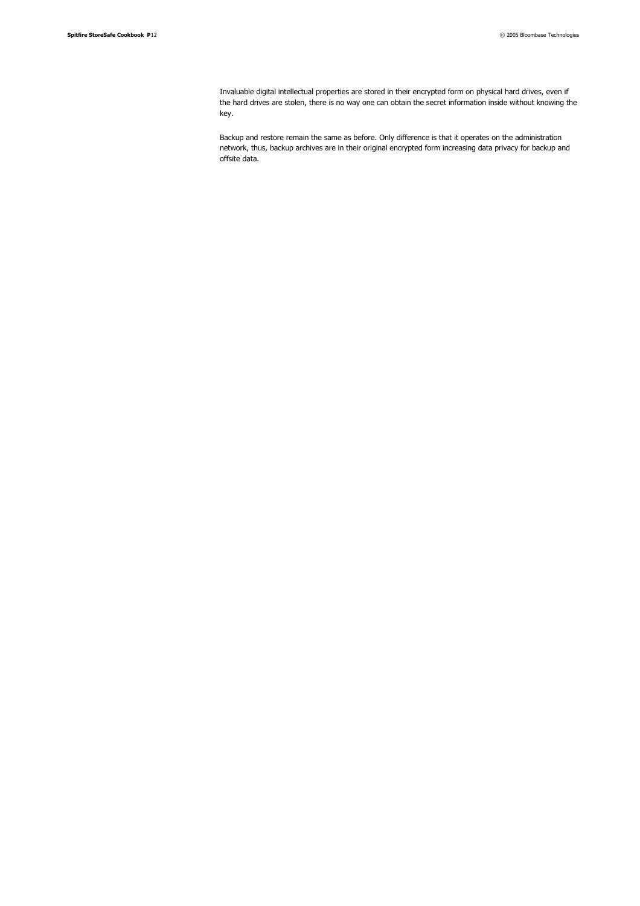Invaluable digital intellectual properties are stored in their encrypted form on physical hard drives, even if the hard drives are stolen, there is no way one can obtain the secret information inside without knowing the key.

Backup and restore remain the same as before. Only difference is that it operates on the administration network, thus, backup archives are in their original encrypted form increasing data privacy for backup and offsite data.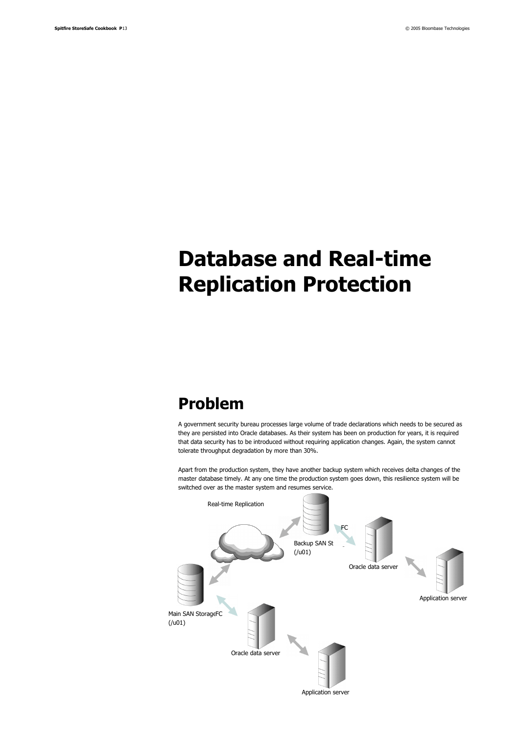# Database and Real-time Replication Protection

## Problem

A government security bureau processes large volume of trade declarations which needs to be secured as they are persisted into Oracle databases. As their system has been on production for years, it is required that data security has to be introduced without requiring application changes. Again, the system cannot tolerate throughput degradation by more than 30%.

Apart from the production system, they have another backup system which receives delta changes of the master database timely. At any one time the production system goes down, this resilience system will be switched over as the master system and resumes service.

Real-time Replication

FC

Backup SAN St
(/u01)

Oracle data server

Application server

Main SAN StorageFC
(/u01)

Oracle data server

Application server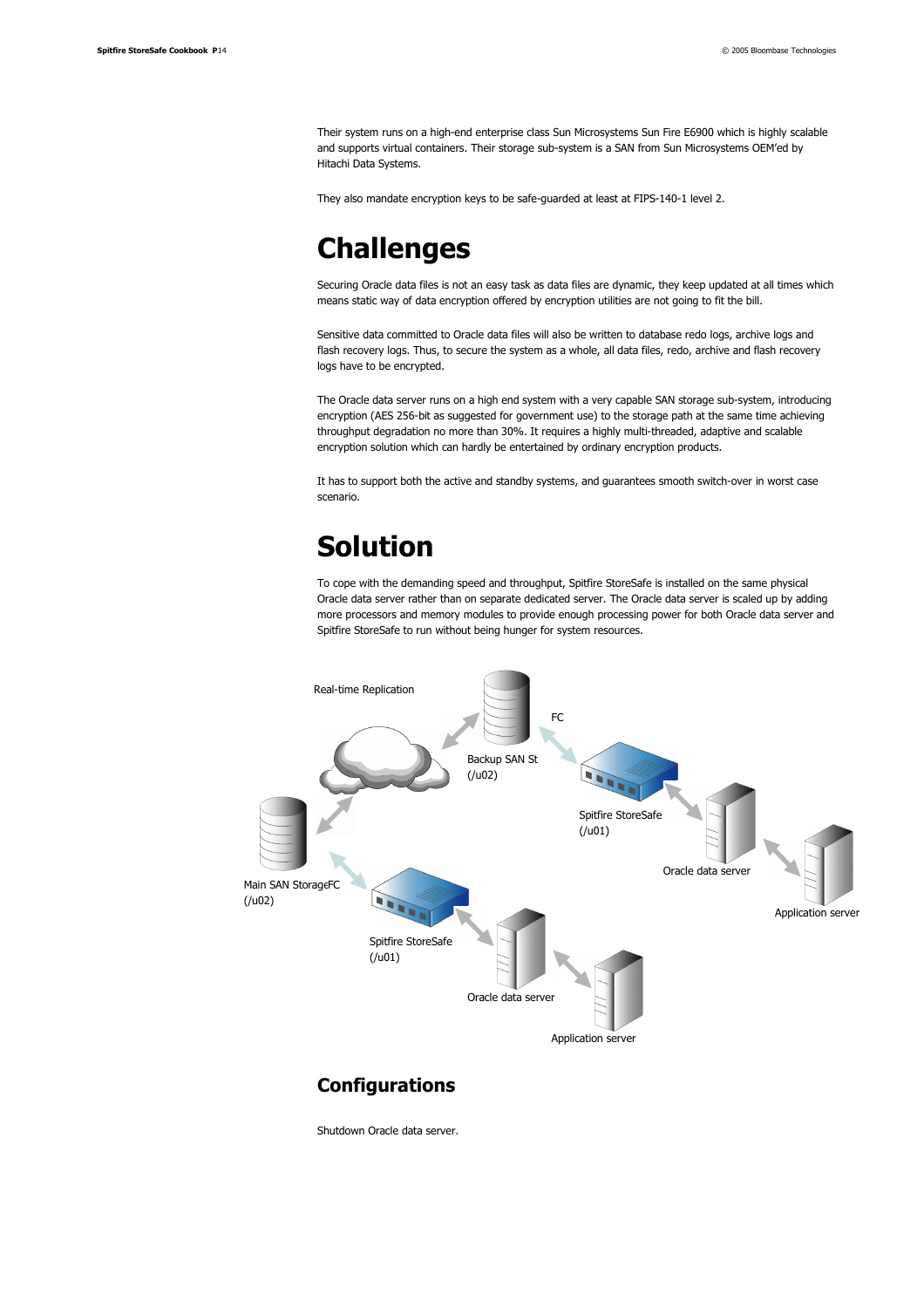Their system runs on a high-end enterprise class Sun Microsystems Sun Fire E6900 which is highly scalable and supports virtual containers. Their storage sub-system is a SAN from Sun Microsystems OEM'ed by Hitachi Data Systems.

They also mandate encryption keys to be safe-guarded at least at FIPS-140-1 level 2.

# Challenges

Securing Oracle data files is not an easy task as data files are dynamic, they keep updated at all times which means static way of data encryption offered by encryption utilities are not going to fit the bill.

Sensitive data committed to Oracle data files will also be written to database redo logs, archive logs and flash recovery logs. Thus, to secure the system as a whole, all data files, redo, archive and flash recovery logs have to be encrypted.

The Oracle data server runs on a high end system with a very capable SAN storage sub-system, introducing encryption (AES 256-bit as suggested for government use) to the storage path at the same time achieving throughput degradation no more than 30%. It requires a highly multi-threaded, adaptive and scalable encryption solution which can hardly be entertained by ordinary encryption products.

It has to support both the active and standby systems, and guarantees smooth switch-over in worst case scenario.

# Solution

To cope with the demanding speed and throughput, Spitfire StoreSafe is installed on the same physical Oracle data server rather than on separate dedicated server. The Oracle data server is scaled up by adding more processors and memory modules to provide enough processing power for both Oracle data server and Spitfire StoreSafe to run without being hunger for system resources.

Real-time Replication

Backup SAN St
(/u02)

FC

Spitfire StoreSafe
(/u01)

Oracle data server

Application server

Main SAN Storage
(/u02)

FC

Spitfire StoreSafe
(/u01)

Oracle data server

Application server

## Configurations

Shutdown Oracle data server.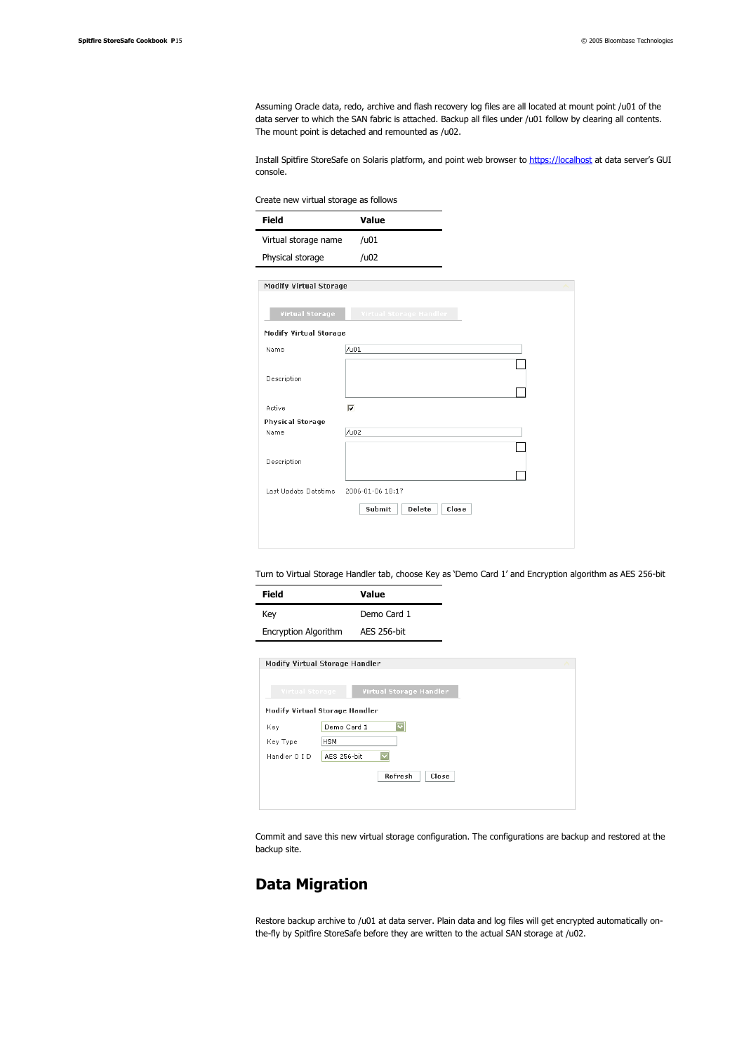Assuming Oracle data, redo, archive and flash recovery log files are all located at mount point /u01 of the data server to which the SAN fabric is attached. Backup all files under /u01 follow by clearing all contents. The mount point is detached and remounted as /u02.

Install Spitfire StoreSafe on Solaris platform, and point web browser to https://localhost at data server's GUI console.

Create new virtual storage as follows

| Field | Value |
|---|---|
| Virtual storage name | /u01 |
| Physical storage | /u02 |

Modify Virtual Storage

Virtual Storage | Virtual Storage Handler

Modify Virtual Storage

Name: /u01

Description:

Active: ☑

Physical Storage

Name: /u02

Description:

Last Update Datetime: 2006-01-06 18:17

Submit | Delete | Close

Turn to Virtual Storage Handler tab, choose Key as 'Demo Card 1' and Encryption algorithm as AES 256-bit

| Field | Value |
|---|---|
| Key | Demo Card 1 |
| Encryption Algorithm | AES 256-bit |

Modify Virtual Storage Handler

Virtual Storage | Virtual Storage Handler

Modify Virtual Storage Handler

Key: Demo Card 1

Key Type: HSM

Handler OID: AES 256-bit

Refresh | Close

Commit and save this new virtual storage configuration. The configurations are backup and restored at the backup site.

## Data Migration

Restore backup archive to /u01 at data server. Plain data and log files will get encrypted automatically on-the-fly by Spitfire StoreSafe before they are written to the actual SAN storage at /u02.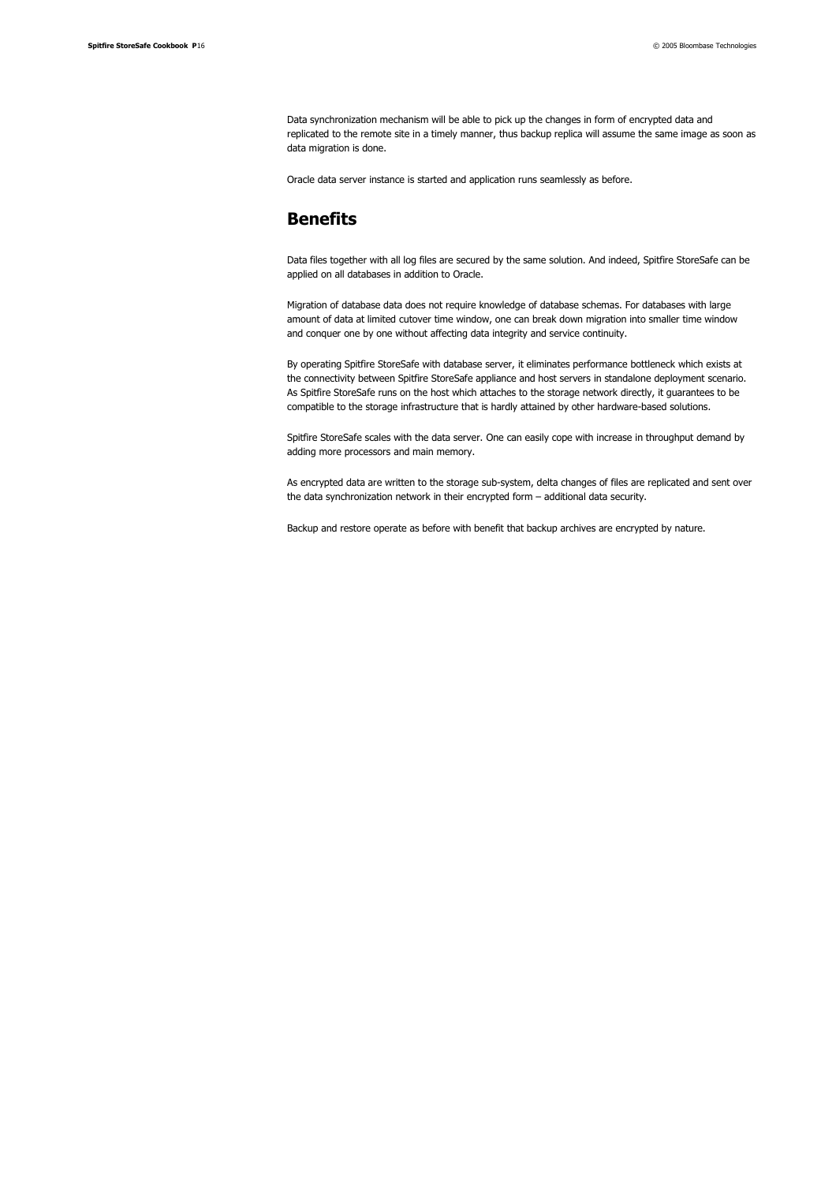Data synchronization mechanism will be able to pick up the changes in form of encrypted data and replicated to the remote site in a timely manner, thus backup replica will assume the same image as soon as data migration is done.

Oracle data server instance is started and application runs seamlessly as before.

## Benefits

Data files together with all log files are secured by the same solution. And indeed, Spitfire StoreSafe can be applied on all databases in addition to Oracle.

Migration of database data does not require knowledge of database schemas. For databases with large amount of data at limited cutover time window, one can break down migration into smaller time window and conquer one by one without affecting data integrity and service continuity.

By operating Spitfire StoreSafe with database server, it eliminates performance bottleneck which exists at the connectivity between Spitfire StoreSafe appliance and host servers in standalone deployment scenario. As Spitfire StoreSafe runs on the host which attaches to the storage network directly, it guarantees to be compatible to the storage infrastructure that is hardly attained by other hardware-based solutions.

Spitfire StoreSafe scales with the data server. One can easily cope with increase in throughput demand by adding more processors and main memory.

As encrypted data are written to the storage sub-system, delta changes of files are replicated and sent over the data synchronization network in their encrypted form – additional data security.

Backup and restore operate as before with benefit that backup archives are encrypted by nature.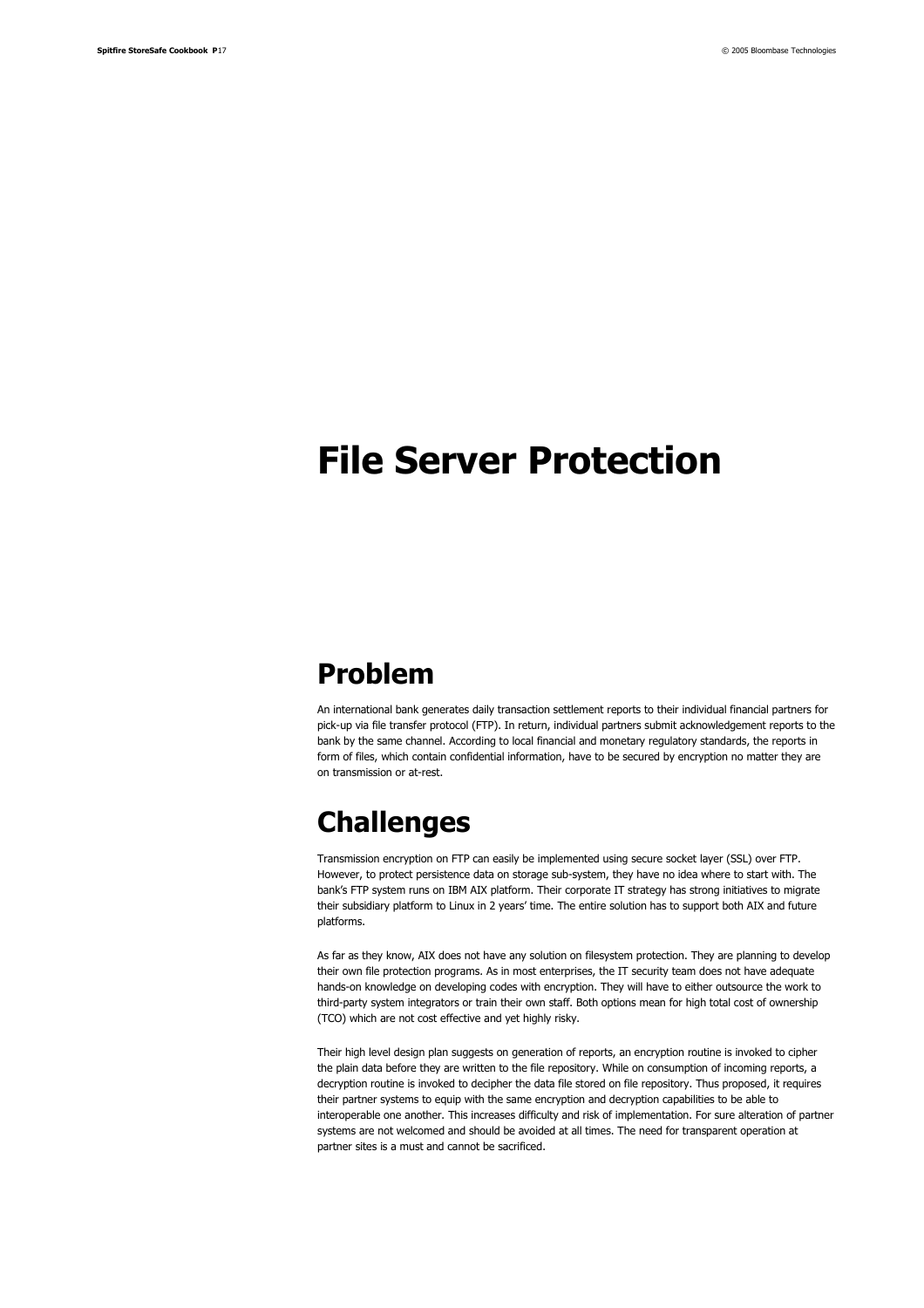# File Server Protection

## Problem

An international bank generates daily transaction settlement reports to their individual financial partners for pick-up via file transfer protocol (FTP). In return, individual partners submit acknowledgement reports to the bank by the same channel. According to local financial and monetary regulatory standards, the reports in form of files, which contain confidential information, have to be secured by encryption no matter they are on transmission or at-rest.

## Challenges

Transmission encryption on FTP can easily be implemented using secure socket layer (SSL) over FTP. However, to protect persistence data on storage sub-system, they have no idea where to start with. The bank's FTP system runs on IBM AIX platform. Their corporate IT strategy has strong initiatives to migrate their subsidiary platform to Linux in 2 years' time. The entire solution has to support both AIX and future platforms.

As far as they know, AIX does not have any solution on filesystem protection. They are planning to develop their own file protection programs. As in most enterprises, the IT security team does not have adequate hands-on knowledge on developing codes with encryption. They will have to either outsource the work to third-party system integrators or train their own staff. Both options mean for high total cost of ownership (TCO) which are not cost effective and yet highly risky.

Their high level design plan suggests on generation of reports, an encryption routine is invoked to cipher the plain data before they are written to the file repository. While on consumption of incoming reports, a decryption routine is invoked to decipher the data file stored on file repository. Thus proposed, it requires their partner systems to equip with the same encryption and decryption capabilities to be able to interoperable one another. This increases difficulty and risk of implementation. For sure alteration of partner systems are not welcomed and should be avoided at all times. The need for transparent operation at partner sites is a must and cannot be sacrificed.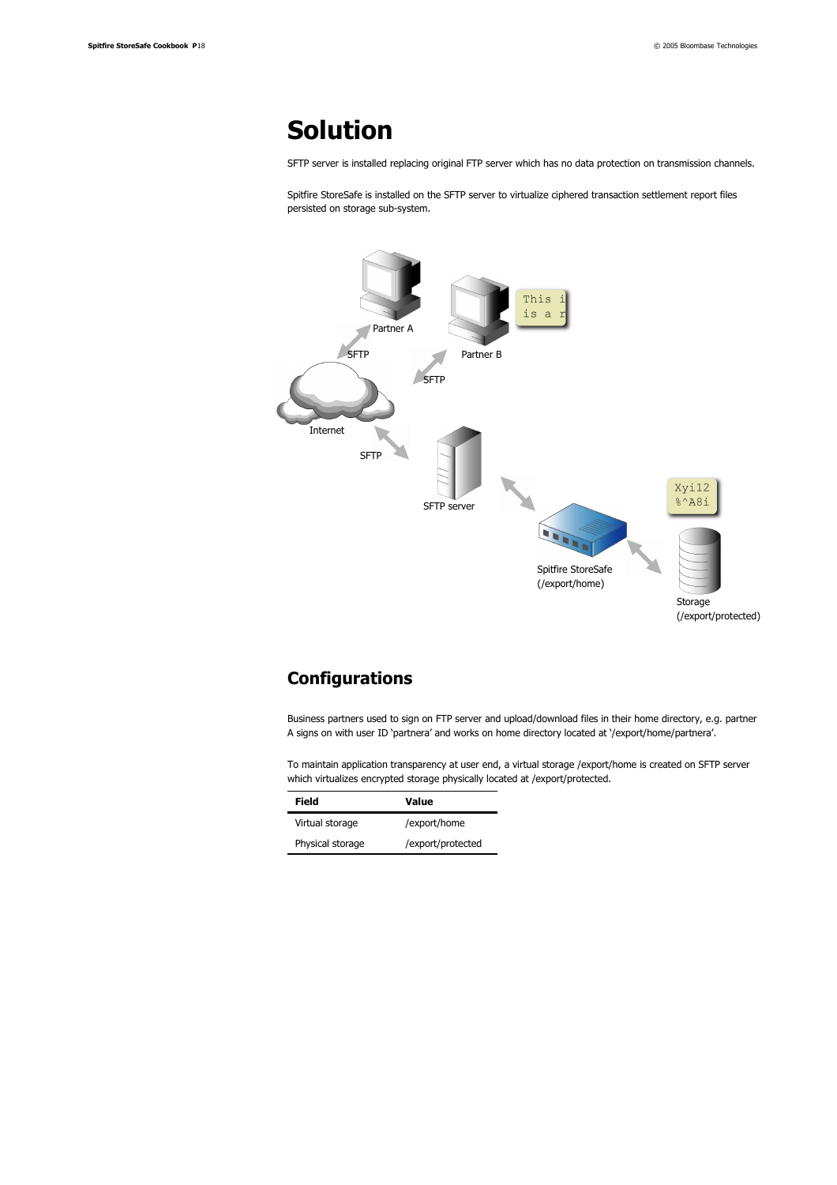# Solution

SFTP server is installed replacing original FTP server which has no data protection on transmission channels.

Spitfire StoreSafe is installed on the SFTP server to virtualize ciphered transaction settlement report files persisted on storage sub-system.

Partner A

SFTP

Partner B

SFTP

Internet

SFTP

SFTP server

Spitfire StoreSafe (/export/home)

Storage (/export/protected)

## Configurations

Business partners used to sign on FTP server and upload/download files in their home directory, e.g. partner A signs on with user ID ‘partnera’ and works on home directory located at ‘/export/home/partnera’.

To maintain application transparency at user end, a virtual storage /export/home is created on SFTP server which virtualizes encrypted storage physically located at /export/protected.

| Field | Value |
|---|---|
| Virtual storage | /export/home |
| Physical storage | /export/protected |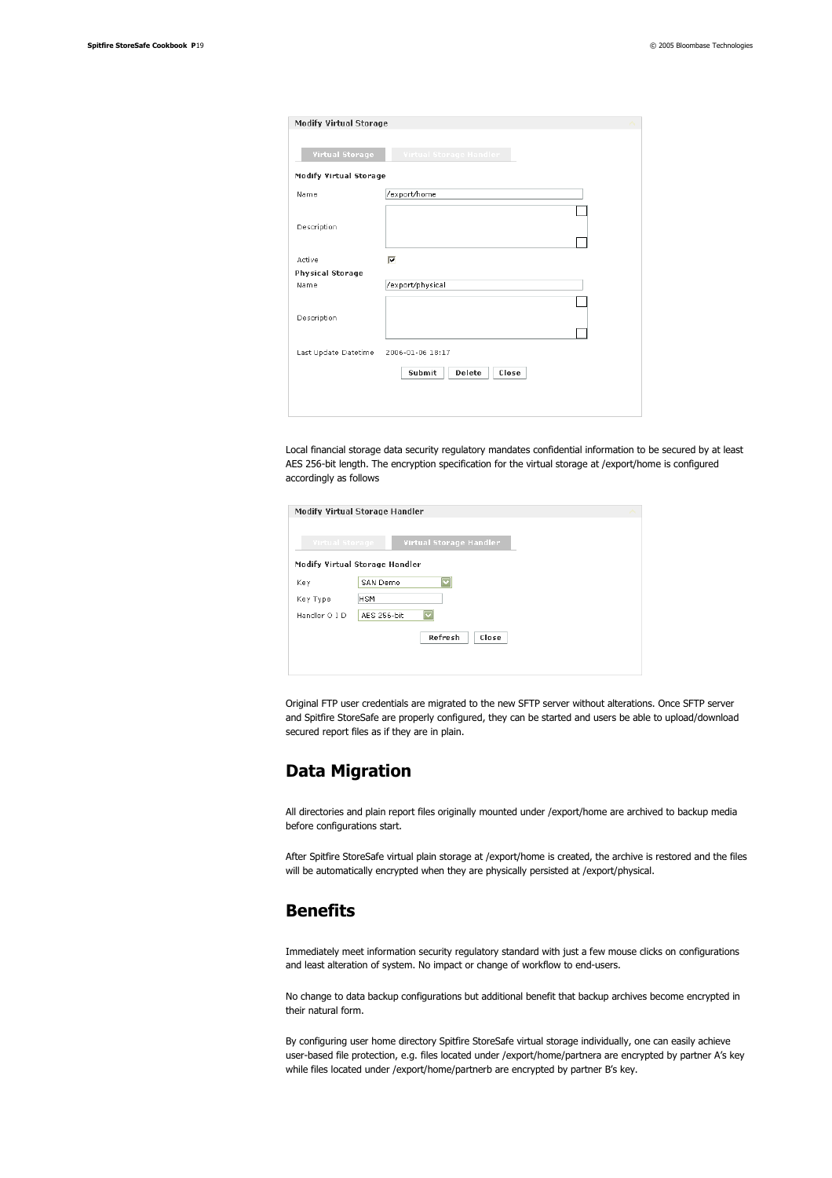Modify Virtual Storage

Virtual Storage | Virtual Storage Handler

Modify Virtual Storage

Name: /export/home

Description:

Active: ☑

Physical Storage

Name: /export/physical

Description:

Last Update Datetime: 2006-01-06 18:17

Submit | Delete | Close

Local financial storage data security regulatory mandates confidential information to be secured by at least AES 256-bit length. The encryption specification for the virtual storage at /export/home is configured accordingly as follows

Modify Virtual Storage Handler

Virtual Storage | Virtual Storage Handler

Modify Virtual Storage Handler

Key: SAN Demo

Key Type: HSM

Handler O I D: AES 256-bit

Refresh | Close

Original FTP user credentials are migrated to the new SFTP server without alterations. Once SFTP server and Spitfire StoreSafe are properly configured, they can be started and users be able to upload/download secured report files as if they are in plain.

## Data Migration

All directories and plain report files originally mounted under /export/home are archived to backup media before configurations start.

After Spitfire StoreSafe virtual plain storage at /export/home is created, the archive is restored and the files will be automatically encrypted when they are physically persisted at /export/physical.

## Benefits

Immediately meet information security regulatory standard with just a few mouse clicks on configurations and least alteration of system. No impact or change of workflow to end-users.

No change to data backup configurations but additional benefit that backup archives become encrypted in their natural form.

By configuring user home directory Spitfire StoreSafe virtual storage individually, one can easily achieve user-based file protection, e.g. files located under /export/home/partnera are encrypted by partner A's key while files located under /export/home/partnerb are encrypted by partner B's key.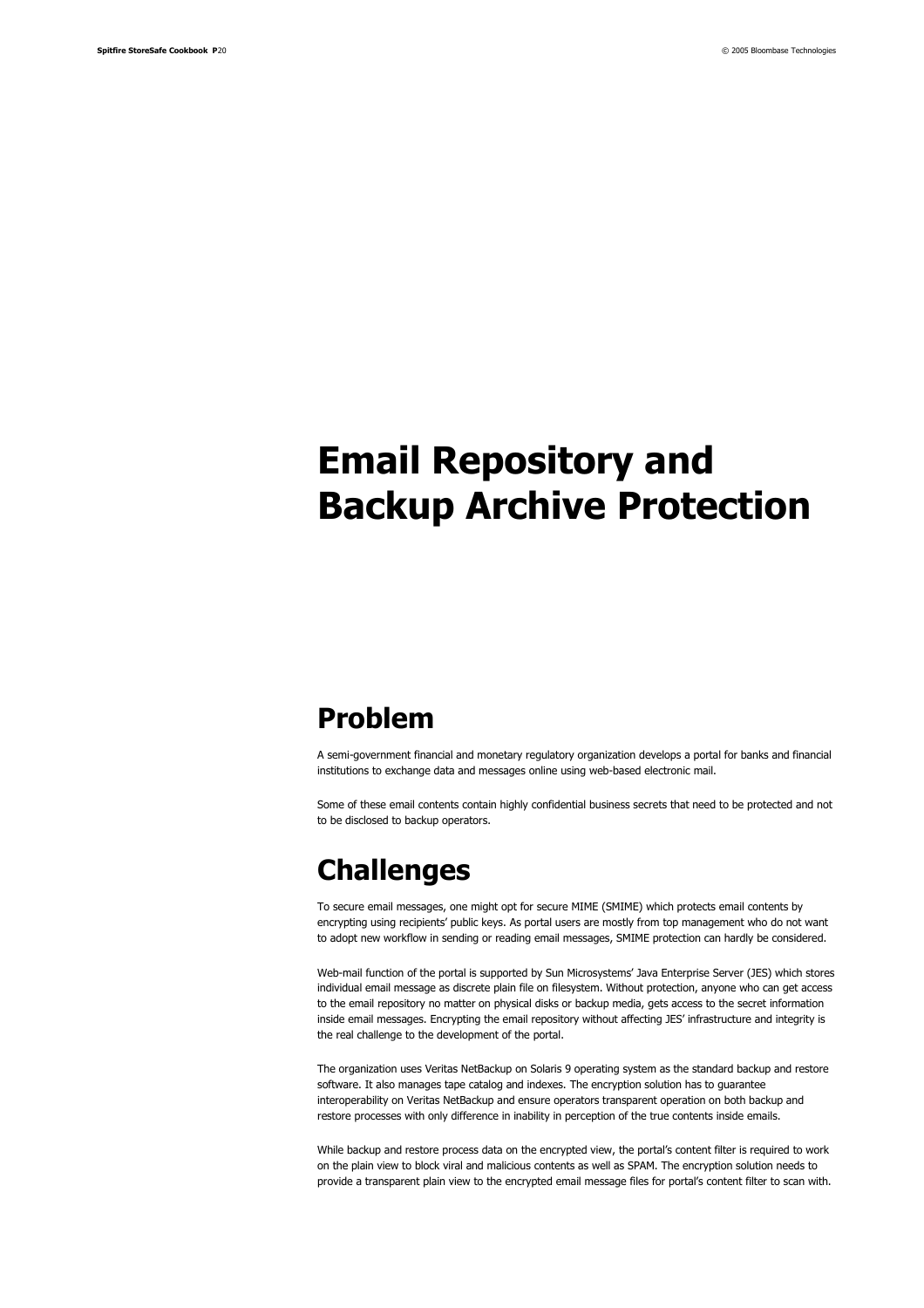# Email Repository and Backup Archive Protection

## Problem

A semi-government financial and monetary regulatory organization develops a portal for banks and financial institutions to exchange data and messages online using web-based electronic mail.

Some of these email contents contain highly confidential business secrets that need to be protected and not to be disclosed to backup operators.

## Challenges

To secure email messages, one might opt for secure MIME (SMIME) which protects email contents by encrypting using recipients' public keys. As portal users are mostly from top management who do not want to adopt new workflow in sending or reading email messages, SMIME protection can hardly be considered.

Web-mail function of the portal is supported by Sun Microsystems' Java Enterprise Server (JES) which stores individual email message as discrete plain file on filesystem. Without protection, anyone who can get access to the email repository no matter on physical disks or backup media, gets access to the secret information inside email messages. Encrypting the email repository without affecting JES' infrastructure and integrity is the real challenge to the development of the portal.

The organization uses Veritas NetBackup on Solaris 9 operating system as the standard backup and restore software. It also manages tape catalog and indexes. The encryption solution has to guarantee interoperability on Veritas NetBackup and ensure operators transparent operation on both backup and restore processes with only difference in inability in perception of the true contents inside emails.

While backup and restore process data on the encrypted view, the portal's content filter is required to work on the plain view to block viral and malicious contents as well as SPAM. The encryption solution needs to provide a transparent plain view to the encrypted email message files for portal's content filter to scan with.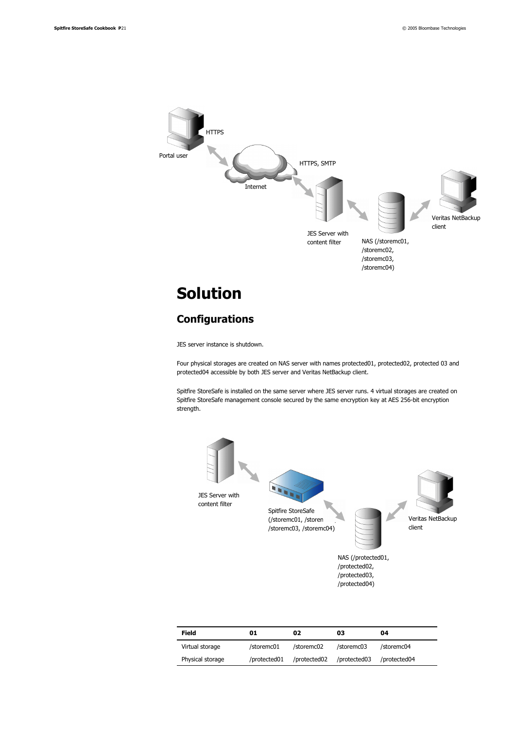# Solution

## Configurations

JES server instance is shutdown.

Four physical storages are created on NAS server with names protected01, protected02, protected 03 and protected04 accessible by both JES server and Veritas NetBackup client.

Spitfire StoreSafe is installed on the same server where JES server runs. 4 virtual storages are created on Spitfire StoreSafe management console secured by the same encryption key at AES 256-bit encryption strength.

| Field | 01 | 02 | 03 | 04 |
|---|---|---|---|---|
| Virtual storage | /storemc01 | /storemc02 | /storemc03 | /storemc04 |
| Physical storage | /protected01 | /protected02 | /protected03 | /protected04 |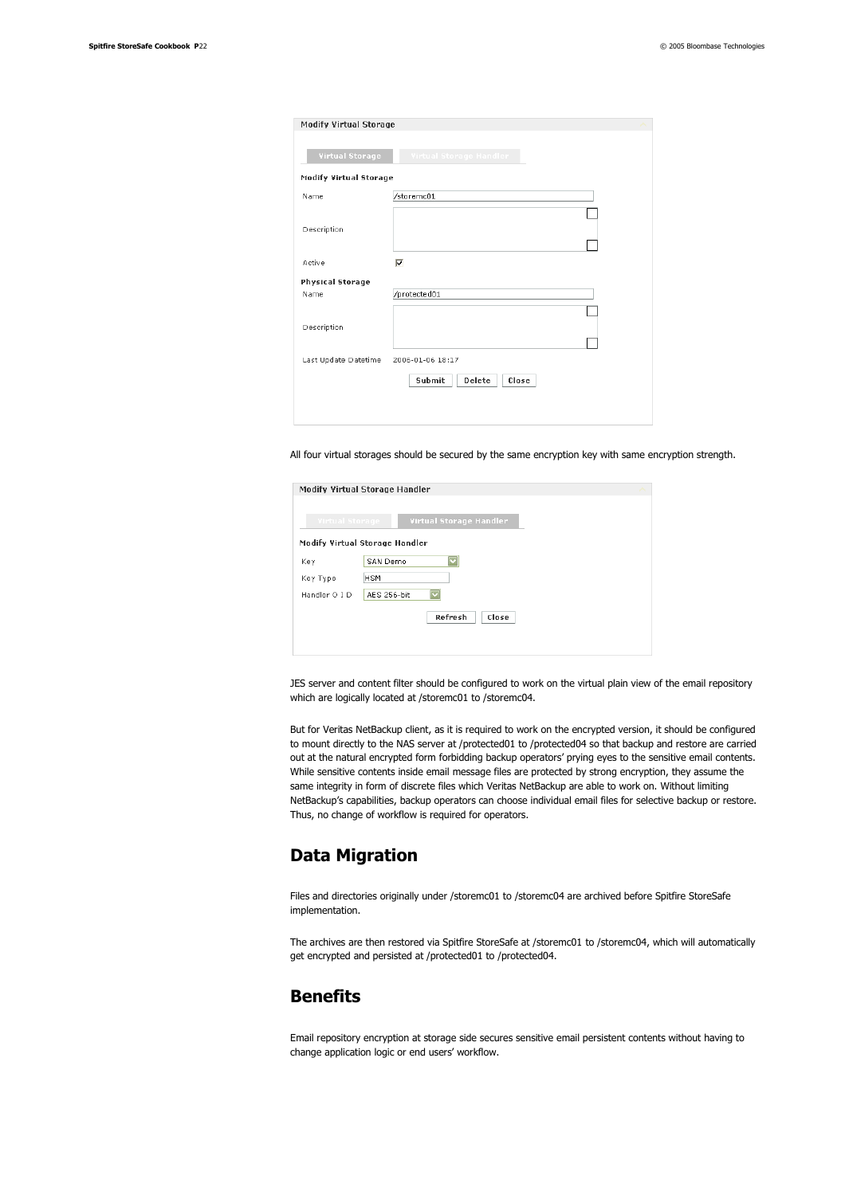Modify Virtual Storage

Virtual Storage | Virtual Storage Handler

Modify Virtual Storage

Name: /storemc01

Description:

Active: ☑

Physical Storage

Name: /protected01

Description:

Last Update Datetime: 2006-01-06 18:17

Submit | Delete | Close

All four virtual storages should be secured by the same encryption key with same encryption strength.

Modify Virtual Storage Handler

Virtual Storage | Virtual Storage Handler

Modify Virtual Storage Handler

Key: SAN Demo

Key Type: HSM

Handler O I D: AES 256-bit

Refresh | Close

JES server and content filter should be configured to work on the virtual plain view of the email repository which are logically located at /storemc01 to /storemc04.

But for Veritas NetBackup client, as it is required to work on the encrypted version, it should be configured to mount directly to the NAS server at /protected01 to /protected04 so that backup and restore are carried out at the natural encrypted form forbidding backup operators' prying eyes to the sensitive email contents. While sensitive contents inside email message files are protected by strong encryption, they assume the same integrity in form of discrete files which Veritas NetBackup are able to work on. Without limiting NetBackup's capabilities, backup operators can choose individual email files for selective backup or restore. Thus, no change of workflow is required for operators.

## Data Migration

Files and directories originally under /storemc01 to /storemc04 are archived before Spitfire StoreSafe implementation.

The archives are then restored via Spitfire StoreSafe at /storemc01 to /storemc04, which will automatically get encrypted and persisted at /protected01 to /protected04.

## Benefits

Email repository encryption at storage side secures sensitive email persistent contents without having to change application logic or end users' workflow.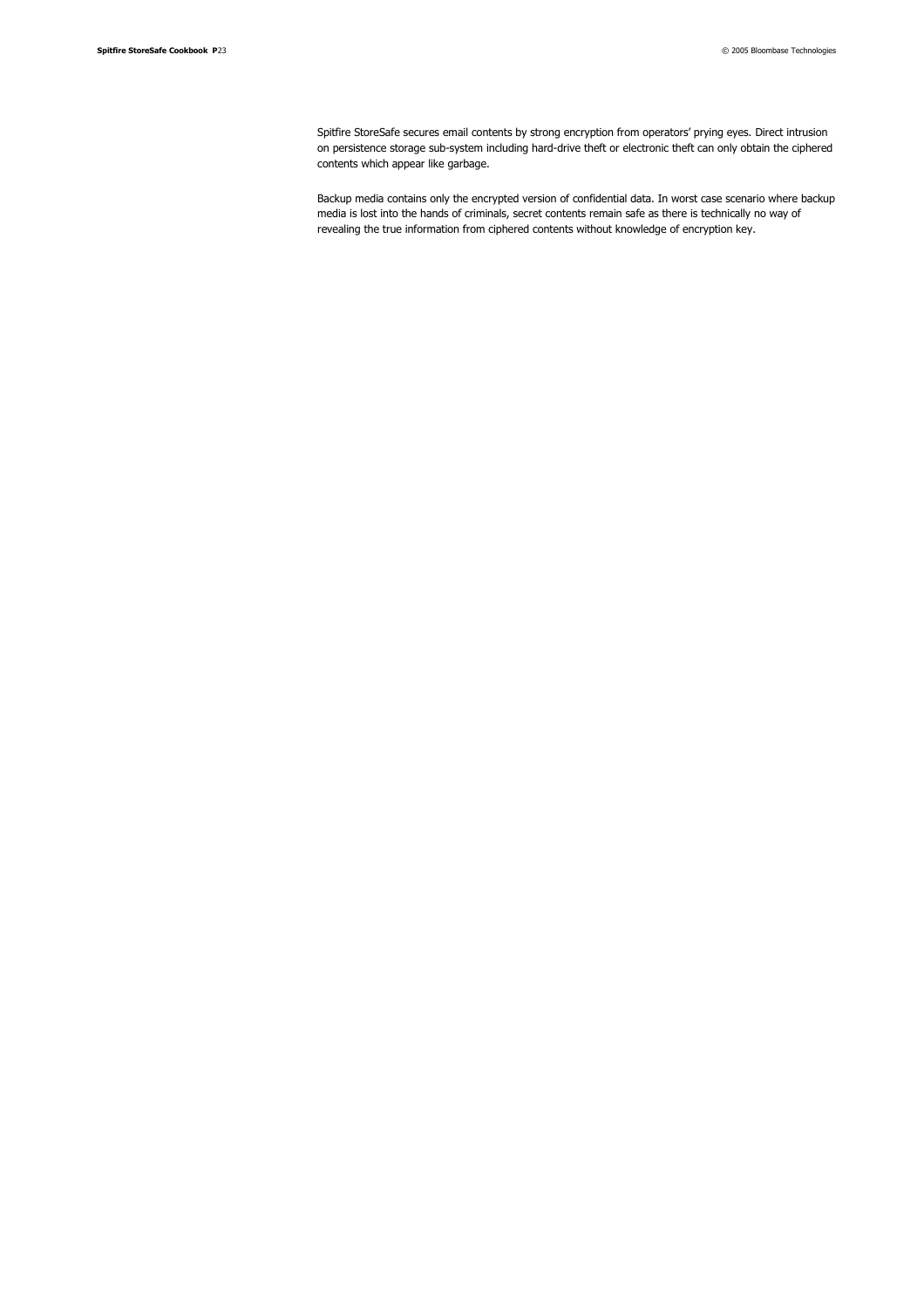Spitfire StoreSafe secures email contents by strong encryption from operators' prying eyes. Direct intrusion on persistence storage sub-system including hard-drive theft or electronic theft can only obtain the ciphered contents which appear like garbage.

Backup media contains only the encrypted version of confidential data. In worst case scenario where backup media is lost into the hands of criminals, secret contents remain safe as there is technically no way of revealing the true information from ciphered contents without knowledge of encryption key.